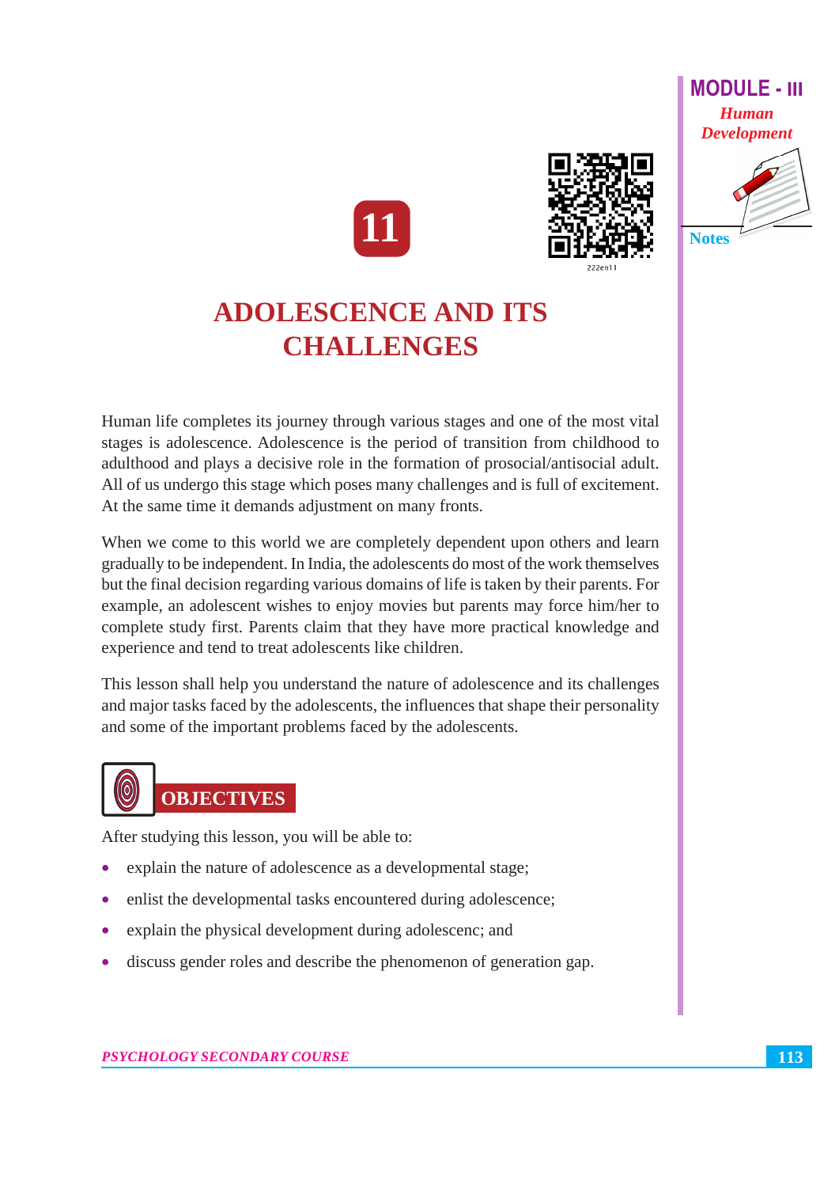# 11

# ADOLESCENCE AND ITS CHALLENGES

Human life completes its journey through various stages and one of the most vital stages is adolescence. Adolescence is the period of transition from childhood to adulthood and plays a decisive role in the formation of prosocial/antisocial adult. All of us undergo this stage which poses many challenges and is full of excitement. At the same time it demands adjustment on many fronts.

When we come to this world we are completely dependent upon others and learn gradually to be independent. In India, the adolescents do most of the work themselves but the final decision regarding various domains of life is taken by their parents. For example, an adolescent wishes to enjoy movies but parents may force him/her to complete study first. Parents claim that they have more practical knowledge and experience and tend to treat adolescents like children.

This lesson shall help you understand the nature of adolescence and its challenges and major tasks faced by the adolescents, the influences that shape their personality and some of the important problems faced by the adolescents.

## OBJECTIVES

After studying this lesson, you will be able to:

- explain the nature of adolescence as a developmental stage;
- enlist the developmental tasks encountered during adolescence;
- explain the physical development during adolescenc; and
- discuss gender roles and describe the phenomenon of generation gap.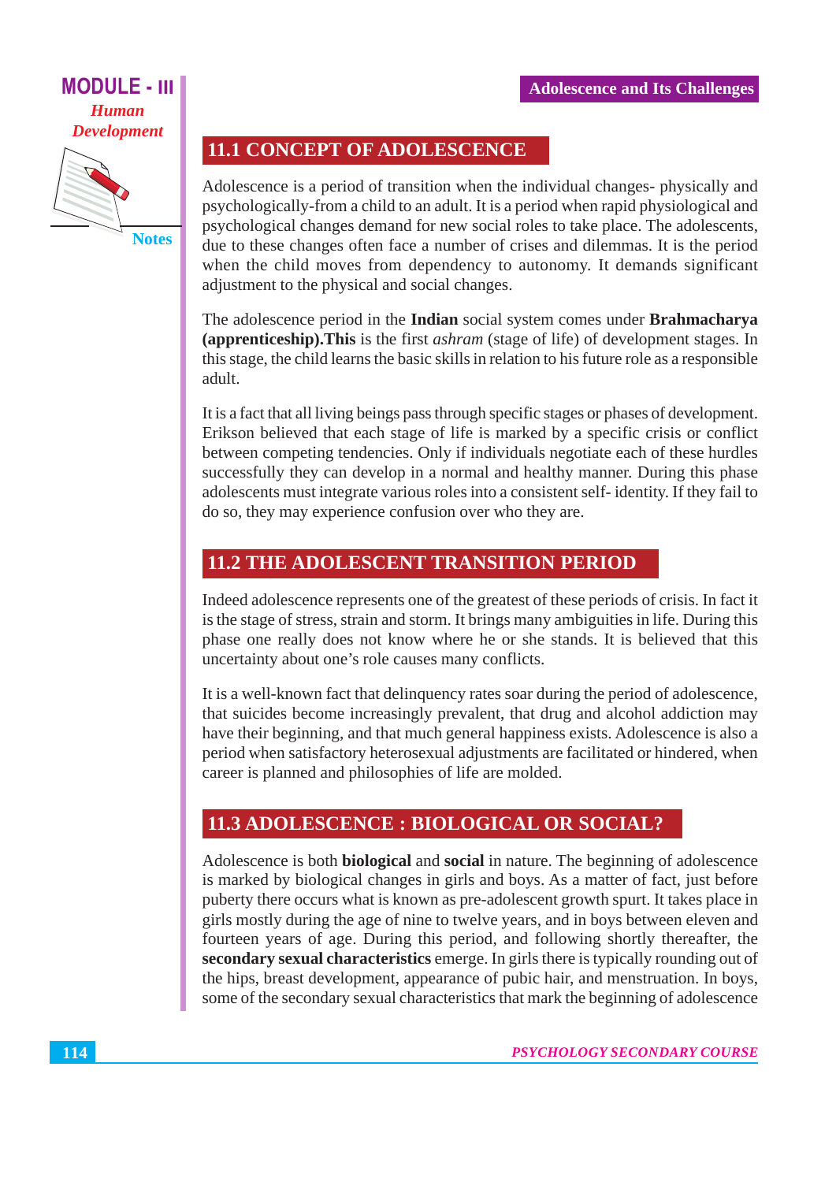## 11.1 CONCEPT OF ADOLESCENCE

Adolescence is a period of transition when the individual changes- physically and psychologically-from a child to an adult. It is a period when rapid physiological and psychological changes demand for new social roles to take place. The adolescents, due to these changes often face a number of crises and dilemmas. It is the period when the child moves from dependency to autonomy. It demands significant adjustment to the physical and social changes.

The adolescence period in the **Indian** social system comes under **Brahmacharya (apprenticeship).This** is the first *ashram* (stage of life) of development stages. In this stage, the child learns the basic skills in relation to his future role as a responsible adult.

It is a fact that all living beings pass through specific stages or phases of development. Erikson believed that each stage of life is marked by a specific crisis or conflict between competing tendencies. Only if individuals negotiate each of these hurdles successfully they can develop in a normal and healthy manner. During this phase adolescents must integrate various roles into a consistent self- identity. If they fail to do so, they may experience confusion over who they are.

## 11.2 THE ADOLESCENT TRANSITION PERIOD

Indeed adolescence represents one of the greatest of these periods of crisis. In fact it is the stage of stress, strain and storm. It brings many ambiguities in life. During this phase one really does not know where he or she stands. It is believed that this uncertainty about one's role causes many conflicts.

It is a well-known fact that delinquency rates soar during the period of adolescence, that suicides become increasingly prevalent, that drug and alcohol addiction may have their beginning, and that much general happiness exists. Adolescence is also a period when satisfactory heterosexual adjustments are facilitated or hindered, when career is planned and philosophies of life are molded.

## 11.3 ADOLESCENCE : BIOLOGICAL OR SOCIAL?

Adolescence is both **biological** and **social** in nature. The beginning of adolescence is marked by biological changes in girls and boys. As a matter of fact, just before puberty there occurs what is known as pre-adolescent growth spurt. It takes place in girls mostly during the age of nine to twelve years, and in boys between eleven and fourteen years of age. During this period, and following shortly thereafter, the **secondary sexual characteristics** emerge. In girls there is typically rounding out of the hips, breast development, appearance of pubic hair, and menstruation. In boys, some of the secondary sexual characteristics that mark the beginning of adolescence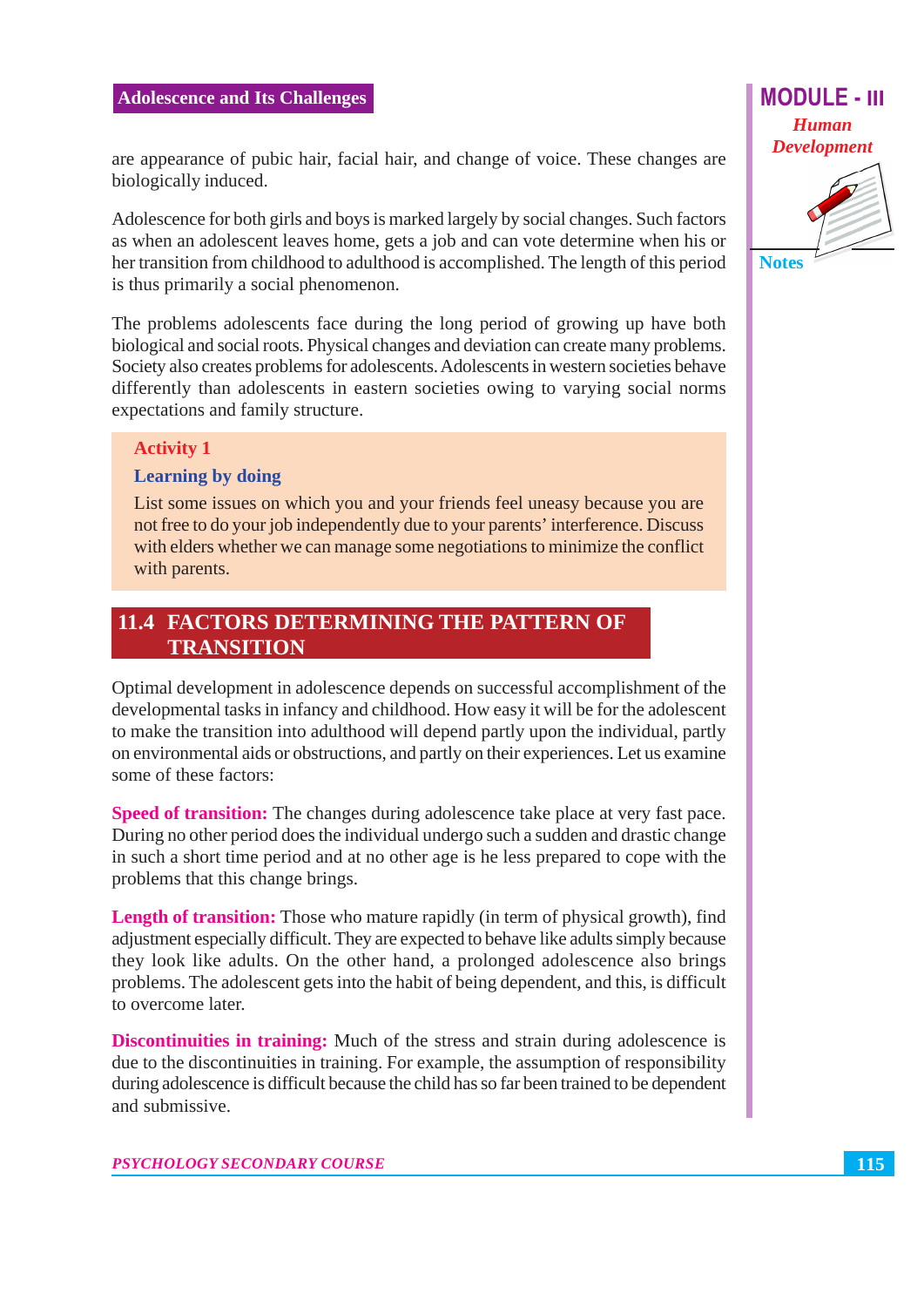are appearance of pubic hair, facial hair, and change of voice. These changes are biologically induced.

Adolescence for both girls and boys is marked largely by social changes. Such factors as when an adolescent leaves home, gets a job and can vote determine when his or her transition from childhood to adulthood is accomplished. The length of this period is thus primarily a social phenomenon.

The problems adolescents face during the long period of growing up have both biological and social roots. Physical changes and deviation can create many problems. Society also creates problems for adolescents. Adolescents in western societies behave differently than adolescents in eastern societies owing to varying social norms expectations and family structure.

**Activity 1**

**Learning by doing**

List some issues on which you and your friends feel uneasy because you are not free to do your job independently due to your parents' interference. Discuss with elders whether we can manage some negotiations to minimize the conflict with parents.

## 11.4 FACTORS DETERMINING THE PATTERN OF TRANSITION

Optimal development in adolescence depends on successful accomplishment of the developmental tasks in infancy and childhood. How easy it will be for the adolescent to make the transition into adulthood will depend partly upon the individual, partly on environmental aids or obstructions, and partly on their experiences. Let us examine some of these factors:

**Speed of transition:** The changes during adolescence take place at very fast pace. During no other period does the individual undergo such a sudden and drastic change in such a short time period and at no other age is he less prepared to cope with the problems that this change brings.

**Length of transition:** Those who mature rapidly (in term of physical growth), find adjustment especially difficult. They are expected to behave like adults simply because they look like adults. On the other hand, a prolonged adolescence also brings problems. The adolescent gets into the habit of being dependent, and this, is difficult to overcome later.

**Discontinuities in training:** Much of the stress and strain during adolescence is due to the discontinuities in training. For example, the assumption of responsibility during adolescence is difficult because the child has so far been trained to be dependent and submissive.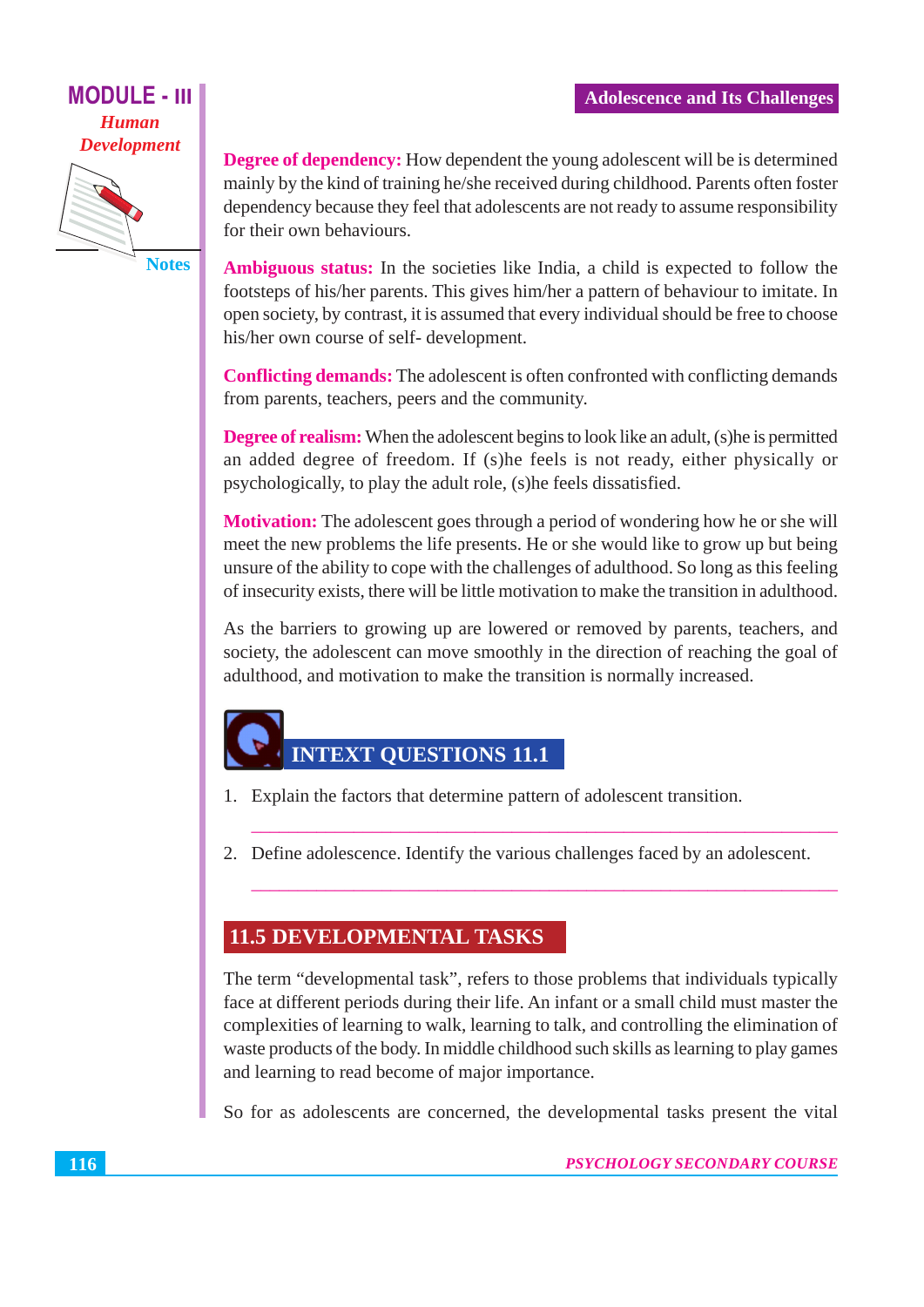**Degree of dependency:** How dependent the young adolescent will be is determined mainly by the kind of training he/she received during childhood. Parents often foster dependency because they feel that adolescents are not ready to assume responsibility for their own behaviours.

**Ambiguous status:** In the societies like India, a child is expected to follow the footsteps of his/her parents. This gives him/her a pattern of behaviour to imitate. In open society, by contrast, it is assumed that every individual should be free to choose his/her own course of self- development.

**Conflicting demands:** The adolescent is often confronted with conflicting demands from parents, teachers, peers and the community.

**Degree of realism:** When the adolescent begins to look like an adult, (s)he is permitted an added degree of freedom. If (s)he feels is not ready, either physically or psychologically, to play the adult role, (s)he feels dissatisfied.

**Motivation:** The adolescent goes through a period of wondering how he or she will meet the new problems the life presents. He or she would like to grow up but being unsure of the ability to cope with the challenges of adulthood. So long as this feeling of insecurity exists, there will be little motivation to make the transition in adulthood.

As the barriers to growing up are lowered or removed by parents, teachers, and society, the adolescent can move smoothly in the direction of reaching the goal of adulthood, and motivation to make the transition is normally increased.

### INTEXT QUESTIONS 11.1

1. Explain the factors that determine pattern of adolescent transition.

   ______________________________________________

2. Define adolescence. Identify the various challenges faced by an adolescent.

   ______________________________________________

## 11.5 DEVELOPMENTAL TASKS

The term "developmental task", refers to those problems that individuals typically face at different periods during their life. An infant or a small child must master the complexities of learning to walk, learning to talk, and controlling the elimination of waste products of the body. In middle childhood such skills as learning to play games and learning to read become of major importance.

So for as adolescents are concerned, the developmental tasks present the vital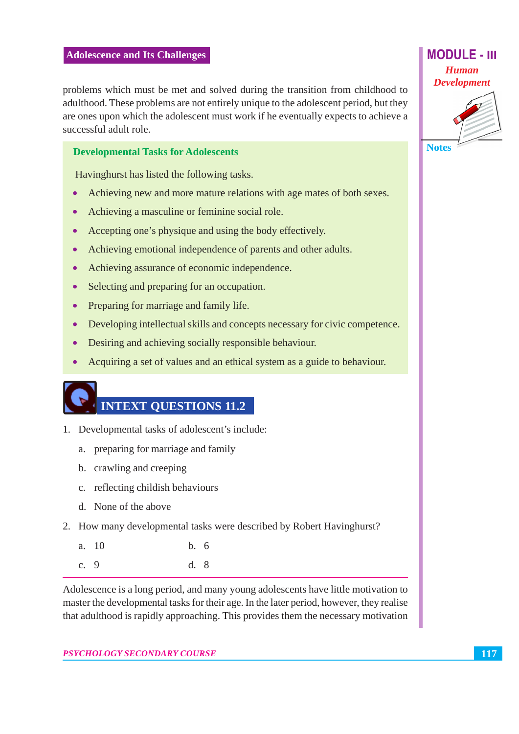problems which must be met and solved during the transition from childhood to adulthood. These problems are not entirely unique to the adolescent period, but they are ones upon which the adolescent must work if he eventually expects to achieve a successful adult role.

### Developmental Tasks for Adolescents

Havinghurst has listed the following tasks.

- Achieving new and more mature relations with age mates of both sexes.
- Achieving a masculine or feminine social role.
- Accepting one's physique and using the body effectively.
- Achieving emotional independence of parents and other adults.
- Achieving assurance of economic independence.
- Selecting and preparing for an occupation.
- Preparing for marriage and family life.
- Developing intellectual skills and concepts necessary for civic competence.
- Desiring and achieving socially responsible behaviour.
- Acquiring a set of values and an ethical system as a guide to behaviour.

## INTEXT QUESTIONS 11.2

1. Developmental tasks of adolescent's include:
   a. preparing for marriage and family
   b. crawling and creeping
   c. reflecting childish behaviours
   d. None of the above
2. How many developmental tasks were described by Robert Havinghurst?
   a. 10
   b. 6
   c. 9
   d. 8

Adolescence is a long period, and many young adolescents have little motivation to master the developmental tasks for their age. In the later period, however, they realise that adulthood is rapidly approaching. This provides them the necessary motivation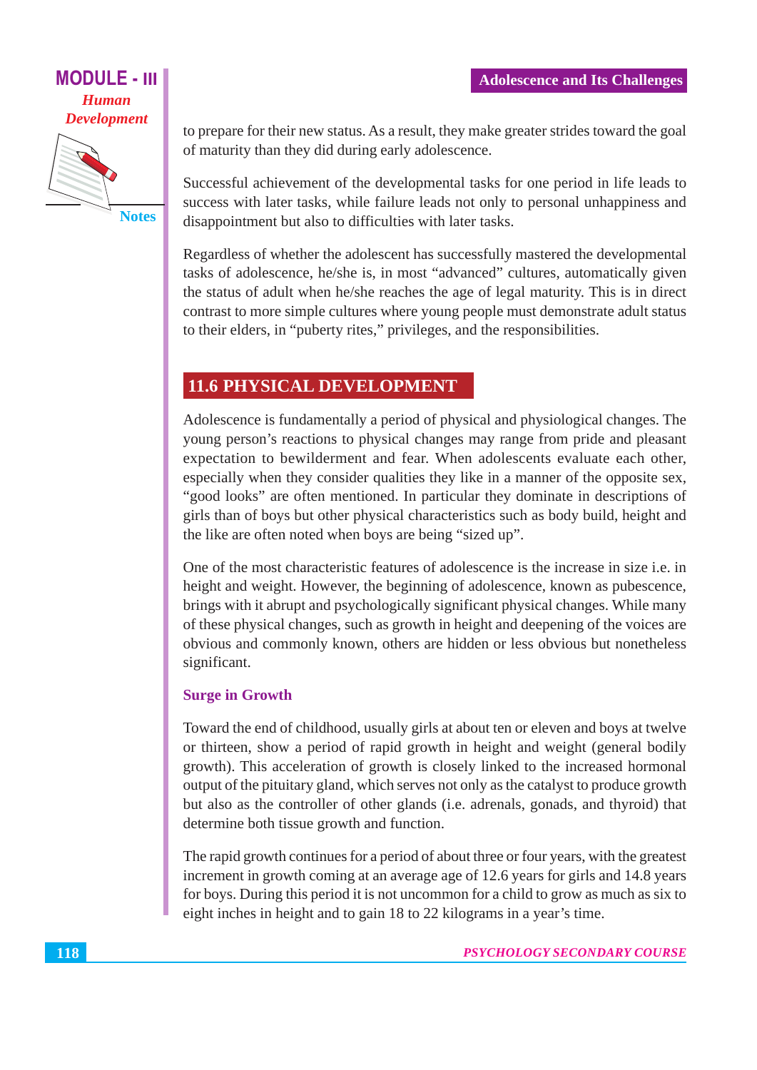to prepare for their new status. As a result, they make greater strides toward the goal of maturity than they did during early adolescence.

Successful achievement of the developmental tasks for one period in life leads to success with later tasks, while failure leads not only to personal unhappiness and disappointment but also to difficulties with later tasks.

Regardless of whether the adolescent has successfully mastered the developmental tasks of adolescence, he/she is, in most "advanced" cultures, automatically given the status of adult when he/she reaches the age of legal maturity. This is in direct contrast to more simple cultures where young people must demonstrate adult status to their elders, in "puberty rites," privileges, and the responsibilities.

## 11.6 PHYSICAL DEVELOPMENT

Adolescence is fundamentally a period of physical and physiological changes. The young person's reactions to physical changes may range from pride and pleasant expectation to bewilderment and fear. When adolescents evaluate each other, especially when they consider qualities they like in a manner of the opposite sex, "good looks" are often mentioned. In particular they dominate in descriptions of girls than of boys but other physical characteristics such as body build, height and the like are often noted when boys are being "sized up".

One of the most characteristic features of adolescence is the increase in size i.e. in height and weight. However, the beginning of adolescence, known as pubescence, brings with it abrupt and psychologically significant physical changes. While many of these physical changes, such as growth in height and deepening of the voices are obvious and commonly known, others are hidden or less obvious but nonetheless significant.

### Surge in Growth

Toward the end of childhood, usually girls at about ten or eleven and boys at twelve or thirteen, show a period of rapid growth in height and weight (general bodily growth). This acceleration of growth is closely linked to the increased hormonal output of the pituitary gland, which serves not only as the catalyst to produce growth but also as the controller of other glands (i.e. adrenals, gonads, and thyroid) that determine both tissue growth and function.

The rapid growth continues for a period of about three or four years, with the greatest increment in growth coming at an average age of 12.6 years for girls and 14.8 years for boys. During this period it is not uncommon for a child to grow as much as six to eight inches in height and to gain 18 to 22 kilograms in a year's time.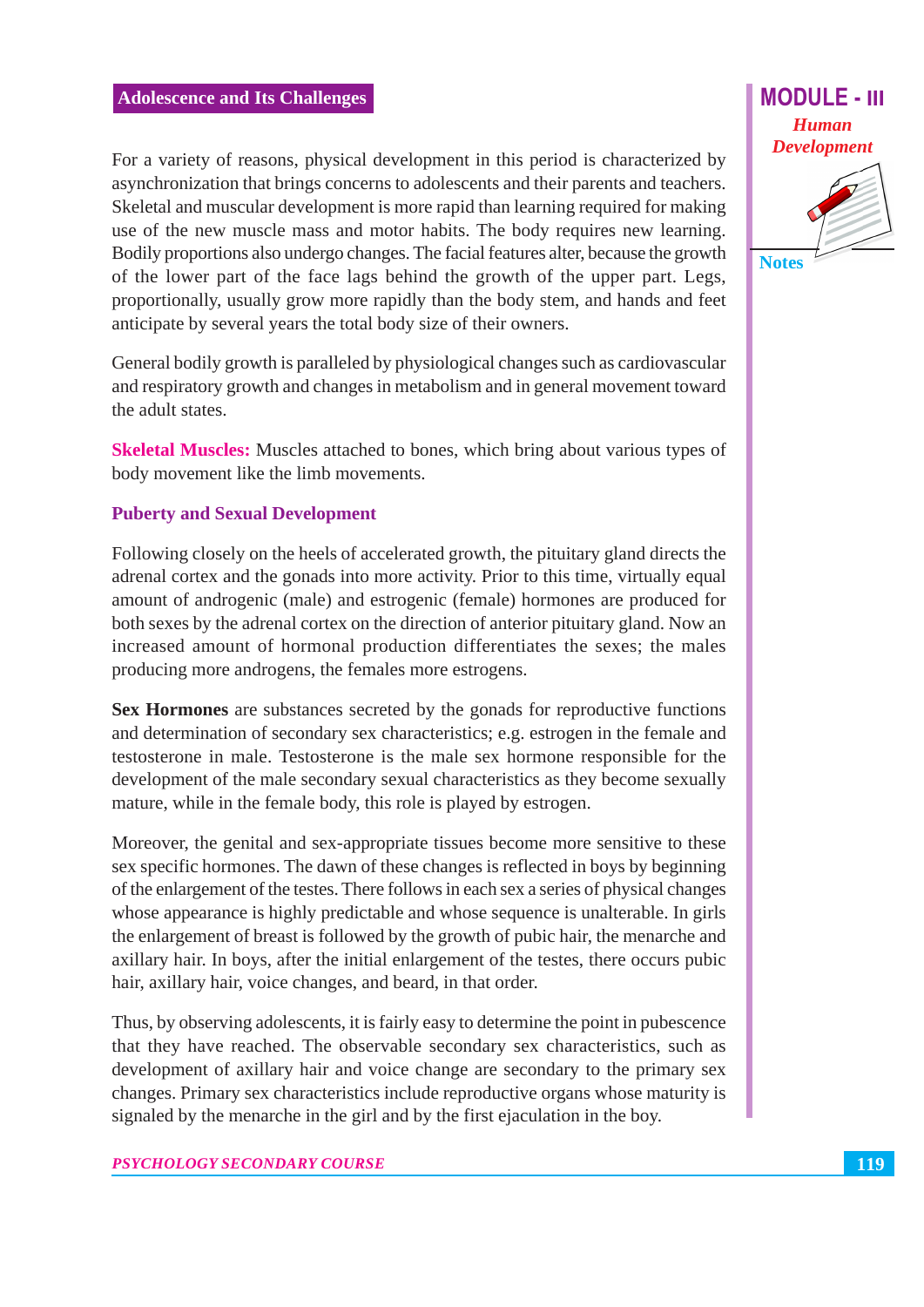For a variety of reasons, physical development in this period is characterized by asynchronization that brings concerns to adolescents and their parents and teachers. Skeletal and muscular development is more rapid than learning required for making use of the new muscle mass and motor habits. The body requires new learning. Bodily proportions also undergo changes. The facial features alter, because the growth of the lower part of the face lags behind the growth of the upper part. Legs, proportionally, usually grow more rapidly than the body stem, and hands and feet anticipate by several years the total body size of their owners.

General bodily growth is paralleled by physiological changes such as cardiovascular and respiratory growth and changes in metabolism and in general movement toward the adult states.

**Skeletal Muscles:** Muscles attached to bones, which bring about various types of body movement like the limb movements.

### Puberty and Sexual Development

Following closely on the heels of accelerated growth, the pituitary gland directs the adrenal cortex and the gonads into more activity. Prior to this time, virtually equal amount of androgenic (male) and estrogenic (female) hormones are produced for both sexes by the adrenal cortex on the direction of anterior pituitary gland. Now an increased amount of hormonal production differentiates the sexes; the males producing more androgens, the females more estrogens.

**Sex Hormones** are substances secreted by the gonads for reproductive functions and determination of secondary sex characteristics; e.g. estrogen in the female and testosterone in male. Testosterone is the male sex hormone responsible for the development of the male secondary sexual characteristics as they become sexually mature, while in the female body, this role is played by estrogen.

Moreover, the genital and sex-appropriate tissues become more sensitive to these sex specific hormones. The dawn of these changes is reflected in boys by beginning of the enlargement of the testes. There follows in each sex a series of physical changes whose appearance is highly predictable and whose sequence is unalterable. In girls the enlargement of breast is followed by the growth of pubic hair, the menarche and axillary hair. In boys, after the initial enlargement of the testes, there occurs pubic hair, axillary hair, voice changes, and beard, in that order.

Thus, by observing adolescents, it is fairly easy to determine the point in pubescence that they have reached. The observable secondary sex characteristics, such as development of axillary hair and voice change are secondary to the primary sex changes. Primary sex characteristics include reproductive organs whose maturity is signaled by the menarche in the girl and by the first ejaculation in the boy.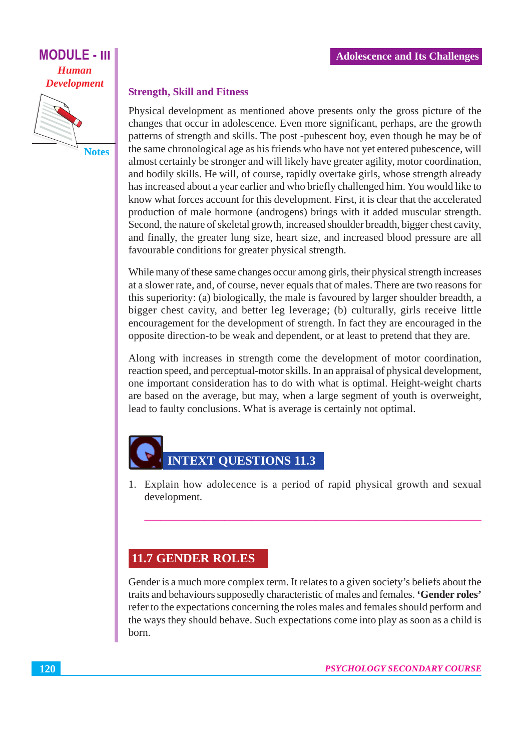### Strength, Skill and Fitness

Physical development as mentioned above presents only the gross picture of the changes that occur in adolescence. Even more significant, perhaps, are the growth patterns of strength and skills. The post -pubescent boy, even though he may be of the same chronological age as his friends who have not yet entered pubescence, will almost certainly be stronger and will likely have greater agility, motor coordination, and bodily skills. He will, of course, rapidly overtake girls, whose strength already has increased about a year earlier and who briefly challenged him. You would like to know what forces account for this development. First, it is clear that the accelerated production of male hormone (androgens) brings with it added muscular strength. Second, the nature of skeletal growth, increased shoulder breadth, bigger chest cavity, and finally, the greater lung size, heart size, and increased blood pressure are all favourable conditions for greater physical strength.

While many of these same changes occur among girls, their physical strength increases at a slower rate, and, of course, never equals that of males. There are two reasons for this superiority: (a) biologically, the male is favoured by larger shoulder breadth, a bigger chest cavity, and better leg leverage; (b) culturally, girls receive little encouragement for the development of strength. In fact they are encouraged in the opposite direction-to be weak and dependent, or at least to pretend that they are.

Along with increases in strength come the development of motor coordination, reaction speed, and perceptual-motor skills. In an appraisal of physical development, one important consideration has to do with what is optimal. Height-weight charts are based on the average, but may, when a large segment of youth is overweight, lead to faulty conclusions. What is average is certainly not optimal.

## INTEXT QUESTIONS 11.3

1. Explain how adolecence is a period of rapid physical growth and sexual development.

## 11.7 GENDER ROLES

Gender is a much more complex term. It relates to a given society's beliefs about the traits and behaviours supposedly characteristic of males and females. **'Gender roles'** refer to the expectations concerning the roles males and females should perform and the ways they should behave. Such expectations come into play as soon as a child is born.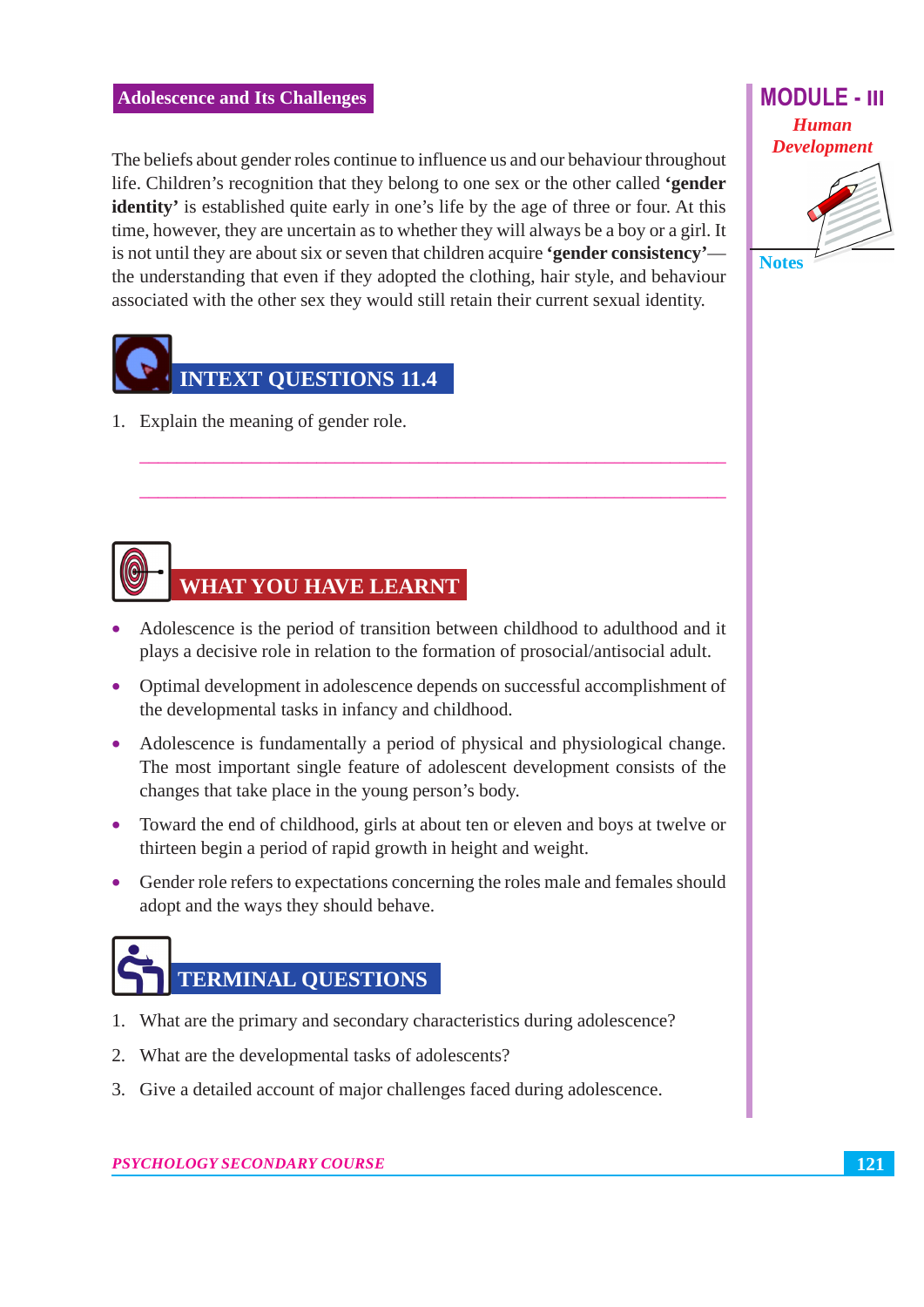The beliefs about gender roles continue to influence us and our behaviour throughout life. Children's recognition that they belong to one sex or the other called **'gender identity'** is established quite early in one's life by the age of three or four. At this time, however, they are uncertain as to whether they will always be a boy or a girl. It is not until they are about six or seven that children acquire **'gender consistency'**—the understanding that even if they adopted the clothing, hair style, and behaviour associated with the other sex they would still retain their current sexual identity.

## INTEXT QUESTIONS 11.4

1. Explain the meaning of gender role.

## WHAT YOU HAVE LEARNT

- Adolescence is the period of transition between childhood to adulthood and it plays a decisive role in relation to the formation of prosocial/antisocial adult.
- Optimal development in adolescence depends on successful accomplishment of the developmental tasks in infancy and childhood.
- Adolescence is fundamentally a period of physical and physiological change. The most important single feature of adolescent development consists of the changes that take place in the young person's body.
- Toward the end of childhood, girls at about ten or eleven and boys at twelve or thirteen begin a period of rapid growth in height and weight.
- Gender role refers to expectations concerning the roles male and females should adopt and the ways they should behave.

## TERMINAL QUESTIONS

1. What are the primary and secondary characteristics during adolescence?
2. What are the developmental tasks of adolescents?
3. Give a detailed account of major challenges faced during adolescence.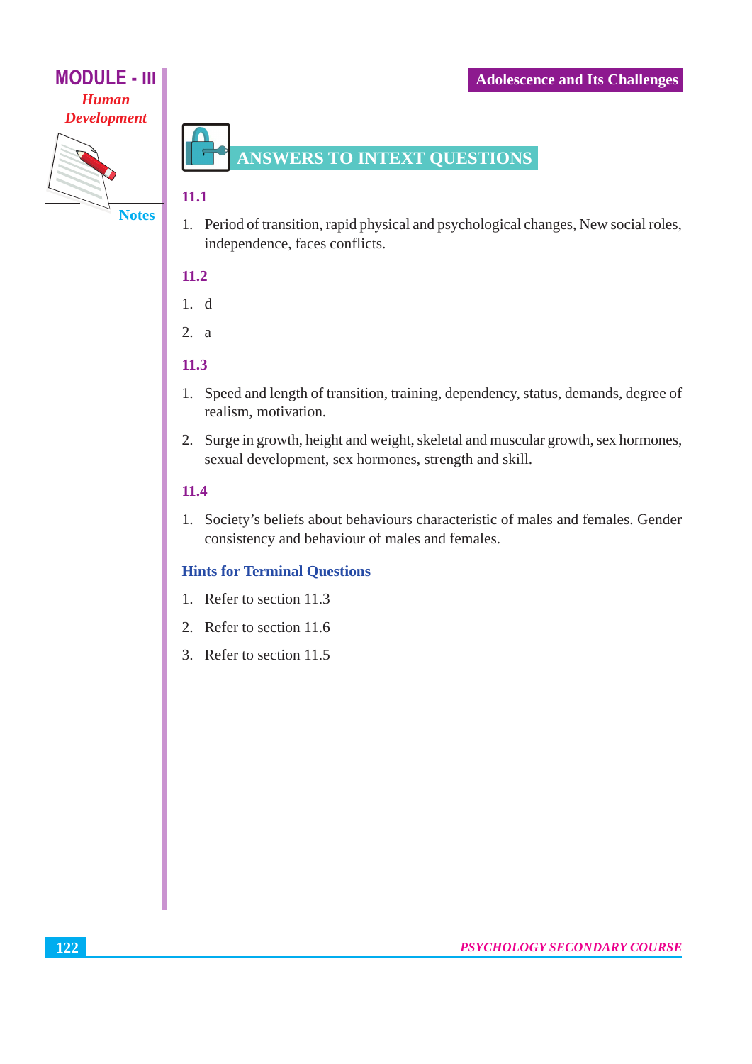## ANSWERS TO INTEXT QUESTIONS

### 11.1

1. Period of transition, rapid physical and psychological changes, New social roles, independence, faces conflicts.

### 11.2

1. d
2. a

### 11.3

1. Speed and length of transition, training, dependency, status, demands, degree of realism, motivation.
2. Surge in growth, height and weight, skeletal and muscular growth, sex hormones, sexual development, sex hormones, strength and skill.

### 11.4

1. Society's beliefs about behaviours characteristic of males and females. Gender consistency and behaviour of males and females.

### Hints for Terminal Questions

1. Refer to section 11.3
2. Refer to section 11.6
3. Refer to section 11.5